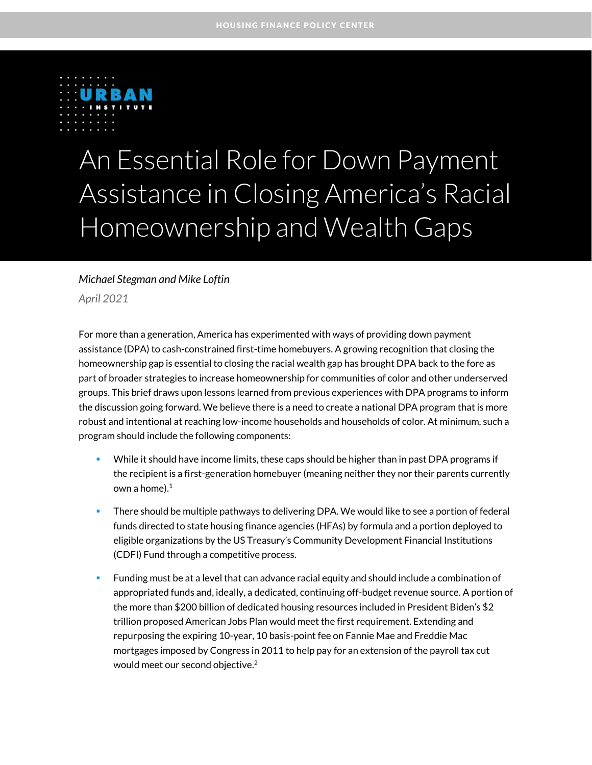# An Essential Role for Down Payment Assistance in Closing America's Racial Homeownership and Wealth Gaps

*Michael Stegman and Mike Loftin*

*April 2021*

For more than a generation, America has experimented with ways of providing down payment assistance (DPA) to cash-constrained first-time homebuyers. A growing recognition that closing the homeownership gap is essential to closing the racial wealth gap has brought DPA back to the fore as part of broader strategies to increase homeownership for communities of color and other underserved groups. This brief draws upon lessons learned from previous experiences with DPA programs to inform the discussion going forward. We believe there is a need to create a national DPA program that is more robust and intentional at reaching low-income households and households of color. At minimum, such a program should include the following components:

- While it should have income limits, these caps should be higher than in past DPA programs if the recipient is a first-generation homebuyer (meaning neither they nor their parents currently own a home).[1]
- There should be multiple pathways to delivering DPA. We would like to see a portion of federal funds directed to state housing finance agencies (HFAs) by formula and a portion deployed to eligible organizations by the US Treasury's Community Development Financial Institutions (CDFI) Fund through a competitive process.
- Funding must be at a level that can advance racial equity and should include a combination of appropriated funds and, ideally, a dedicated, continuing off-budget revenue source. A portion of the more than $200 billion of dedicated housing resources included in President Biden's $2 trillion proposed American Jobs Plan would meet the first requirement. Extending and repurposing the expiring 10-year, 10 basis-point fee on Fannie Mae and Freddie Mac mortgages imposed by Congress in 2011 to help pay for an extension of the payroll tax cut would meet our second objective.[2]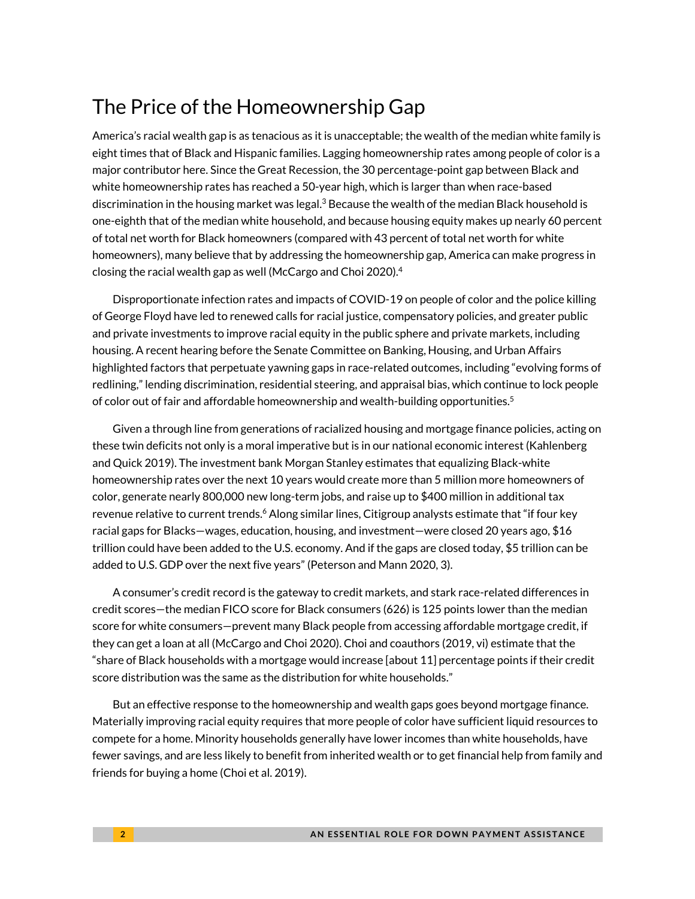## The Price of the Homeownership Gap

America's racial wealth gap is as tenacious as it is unacceptable; the wealth of the median white family is eight times that of Black and Hispanic families. Lagging homeownership rates among people of color is a major contributor here. Since the Great Recession, the 30 percentage-point gap between Black and white homeownership rates has reached a 50-year high, which is larger than when race-based discrimination in the housing market was legal.[3] Because the wealth of the median Black household is one-eighth that of the median white household, and because housing equity makes up nearly 60 percent of total net worth for Black homeowners (compared with 43 percent of total net worth for white homeowners), many believe that by addressing the homeownership gap, America can make progress in closing the racial wealth gap as well (McCargo and Choi 2020).[4]

Disproportionate infection rates and impacts of COVID-19 on people of color and the police killing of George Floyd have led to renewed calls for racial justice, compensatory policies, and greater public and private investments to improve racial equity in the public sphere and private markets, including housing. A recent hearing before the Senate Committee on Banking, Housing, and Urban Affairs highlighted factors that perpetuate yawning gaps in race-related outcomes, including "evolving forms of redlining," lending discrimination, residential steering, and appraisal bias, which continue to lock people of color out of fair and affordable homeownership and wealth-building opportunities.[5]

Given a through line from generations of racialized housing and mortgage finance policies, acting on these twin deficits not only is a moral imperative but is in our national economic interest (Kahlenberg and Quick 2019). The investment bank Morgan Stanley estimates that equalizing Black-white homeownership rates over the next 10 years would create more than 5 million more homeowners of color, generate nearly 800,000 new long-term jobs, and raise up to $400 million in additional tax revenue relative to current trends.[6] Along similar lines, Citigroup analysts estimate that "if four key racial gaps for Blacks—wages, education, housing, and investment—were closed 20 years ago, $16 trillion could have been added to the U.S. economy. And if the gaps are closed today, $5 trillion can be added to U.S. GDP over the next five years" (Peterson and Mann 2020, 3).

A consumer's credit record is the gateway to credit markets, and stark race-related differences in credit scores—the median FICO score for Black consumers (626) is 125 points lower than the median score for white consumers—prevent many Black people from accessing affordable mortgage credit, if they can get a loan at all (McCargo and Choi 2020). Choi and coauthors (2019, vi) estimate that the "share of Black households with a mortgage would increase [about 11] percentage points if their credit score distribution was the same as the distribution for white households."

But an effective response to the homeownership and wealth gaps goes beyond mortgage finance. Materially improving racial equity requires that more people of color have sufficient liquid resources to compete for a home. Minority households generally have lower incomes than white households, have fewer savings, and are less likely to benefit from inherited wealth or to get financial help from family and friends for buying a home (Choi et al. 2019).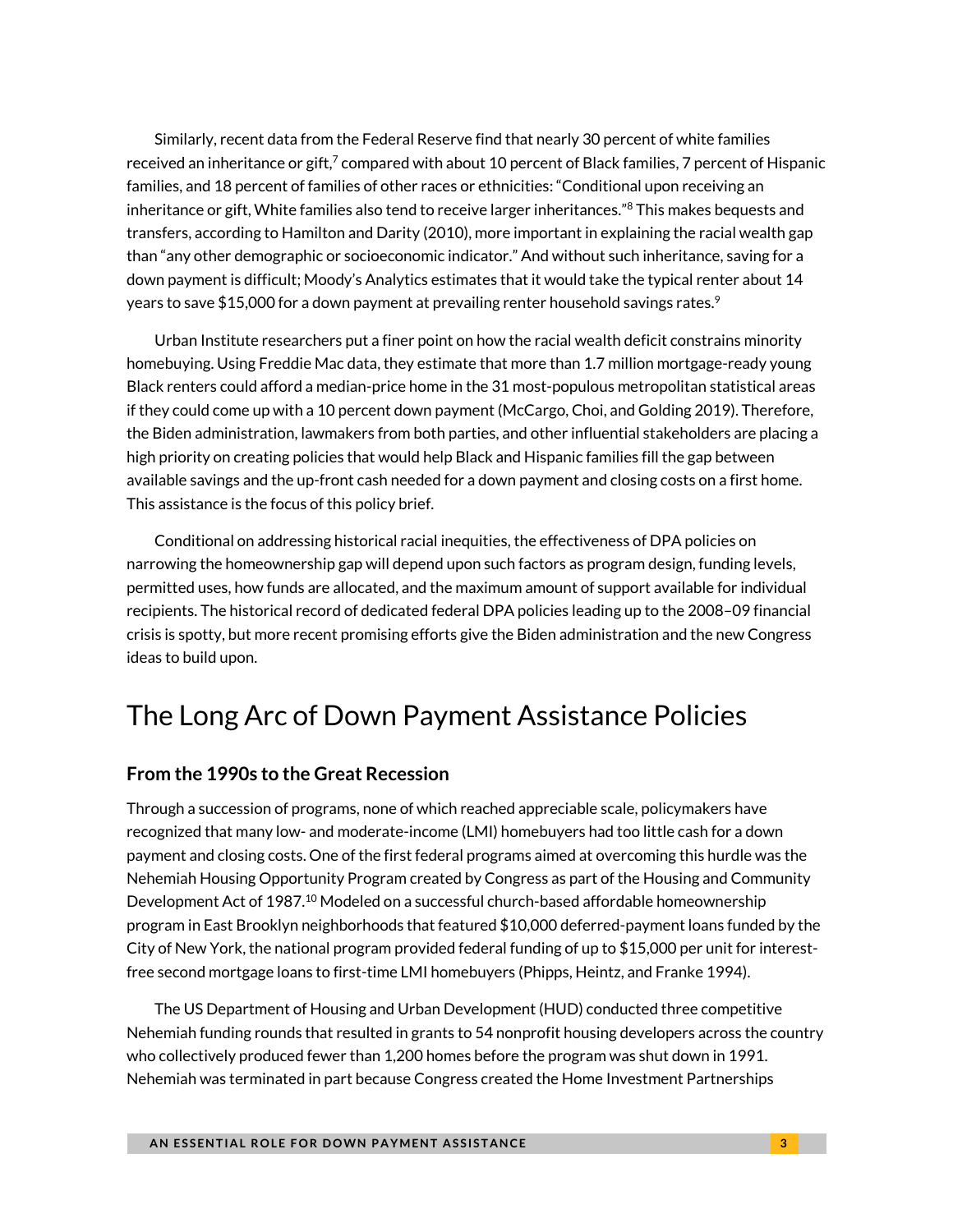Similarly, recent data from the Federal Reserve find that nearly 30 percent of white families received an inheritance or gift,[7] compared with about 10 percent of Black families, 7 percent of Hispanic families, and 18 percent of families of other races or ethnicities: “Conditional upon receiving an inheritance or gift, White families also tend to receive larger inheritances.”[8] This makes bequests and transfers, according to Hamilton and Darity (2010), more important in explaining the racial wealth gap than “any other demographic or socioeconomic indicator.” And without such inheritance, saving for a down payment is difficult; Moody’s Analytics estimates that it would take the typical renter about 14 years to save $15,000 for a down payment at prevailing renter household savings rates.[9]

Urban Institute researchers put a finer point on how the racial wealth deficit constrains minority homebuying. Using Freddie Mac data, they estimate that more than 1.7 million mortgage-ready young Black renters could afford a median-price home in the 31 most-populous metropolitan statistical areas if they could come up with a 10 percent down payment (McCargo, Choi, and Golding 2019). Therefore, the Biden administration, lawmakers from both parties, and other influential stakeholders are placing a high priority on creating policies that would help Black and Hispanic families fill the gap between available savings and the up-front cash needed for a down payment and closing costs on a first home. This assistance is the focus of this policy brief.

Conditional on addressing historical racial inequities, the effectiveness of DPA policies on narrowing the homeownership gap will depend upon such factors as program design, funding levels, permitted uses, how funds are allocated, and the maximum amount of support available for individual recipients. The historical record of dedicated federal DPA policies leading up to the 2008–09 financial crisis is spotty, but more recent promising efforts give the Biden administration and the new Congress ideas to build upon.

# The Long Arc of Down Payment Assistance Policies

## From the 1990s to the Great Recession

Through a succession of programs, none of which reached appreciable scale, policymakers have recognized that many low- and moderate-income (LMI) homebuyers had too little cash for a down payment and closing costs. One of the first federal programs aimed at overcoming this hurdle was the Nehemiah Housing Opportunity Program created by Congress as part of the Housing and Community Development Act of 1987.[10] Modeled on a successful church-based affordable homeownership program in East Brooklyn neighborhoods that featured $10,000 deferred-payment loans funded by the City of New York, the national program provided federal funding of up to $15,000 per unit for interest-free second mortgage loans to first-time LMI homebuyers (Phipps, Heintz, and Franke 1994).

The US Department of Housing and Urban Development (HUD) conducted three competitive Nehemiah funding rounds that resulted in grants to 54 nonprofit housing developers across the country who collectively produced fewer than 1,200 homes before the program was shut down in 1991. Nehemiah was terminated in part because Congress created the Home Investment Partnerships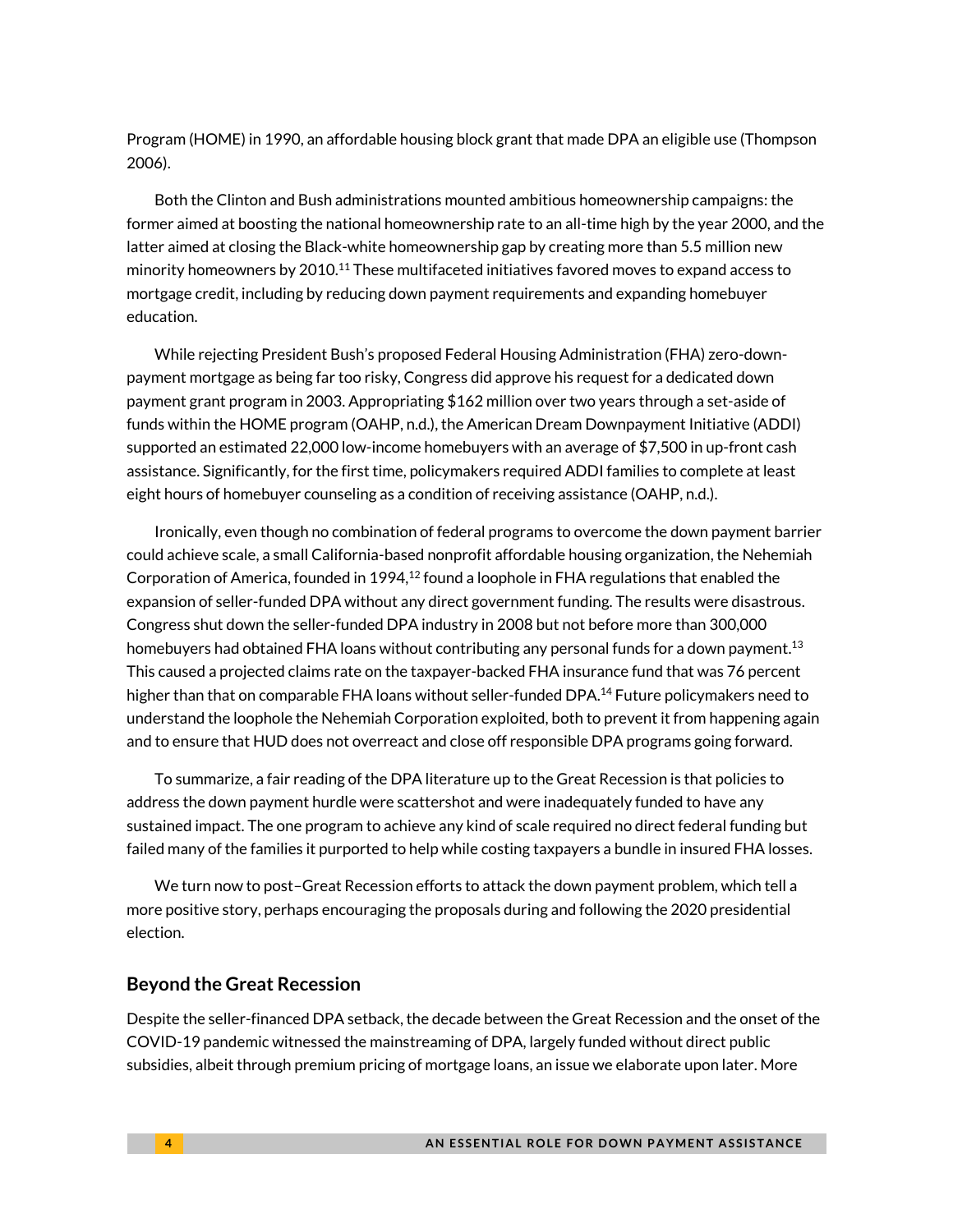Program (HOME) in 1990, an affordable housing block grant that made DPA an eligible use (Thompson 2006).

Both the Clinton and Bush administrations mounted ambitious homeownership campaigns: the former aimed at boosting the national homeownership rate to an all-time high by the year 2000, and the latter aimed at closing the Black-white homeownership gap by creating more than 5.5 million new minority homeowners by 2010.[11] These multifaceted initiatives favored moves to expand access to mortgage credit, including by reducing down payment requirements and expanding homebuyer education.

While rejecting President Bush's proposed Federal Housing Administration (FHA) zero-down-payment mortgage as being far too risky, Congress did approve his request for a dedicated down payment grant program in 2003. Appropriating $162 million over two years through a set-aside of funds within the HOME program (OAHP, n.d.), the American Dream Downpayment Initiative (ADDI) supported an estimated 22,000 low-income homebuyers with an average of $7,500 in up-front cash assistance. Significantly, for the first time, policymakers required ADDI families to complete at least eight hours of homebuyer counseling as a condition of receiving assistance (OAHP, n.d.).

Ironically, even though no combination of federal programs to overcome the down payment barrier could achieve scale, a small California-based nonprofit affordable housing organization, the Nehemiah Corporation of America, founded in 1994,[12] found a loophole in FHA regulations that enabled the expansion of seller-funded DPA without any direct government funding. The results were disastrous. Congress shut down the seller-funded DPA industry in 2008 but not before more than 300,000 homebuyers had obtained FHA loans without contributing any personal funds for a down payment.[13] This caused a projected claims rate on the taxpayer-backed FHA insurance fund that was 76 percent higher than that on comparable FHA loans without seller-funded DPA.[14] Future policymakers need to understand the loophole the Nehemiah Corporation exploited, both to prevent it from happening again and to ensure that HUD does not overreact and close off responsible DPA programs going forward.

To summarize, a fair reading of the DPA literature up to the Great Recession is that policies to address the down payment hurdle were scattershot and were inadequately funded to have any sustained impact. The one program to achieve any kind of scale required no direct federal funding but failed many of the families it purported to help while costing taxpayers a bundle in insured FHA losses.

We turn now to post–Great Recession efforts to attack the down payment problem, which tell a more positive story, perhaps encouraging the proposals during and following the 2020 presidential election.

## Beyond the Great Recession

Despite the seller-financed DPA setback, the decade between the Great Recession and the onset of the COVID-19 pandemic witnessed the mainstreaming of DPA, largely funded without direct public subsidies, albeit through premium pricing of mortgage loans, an issue we elaborate upon later. More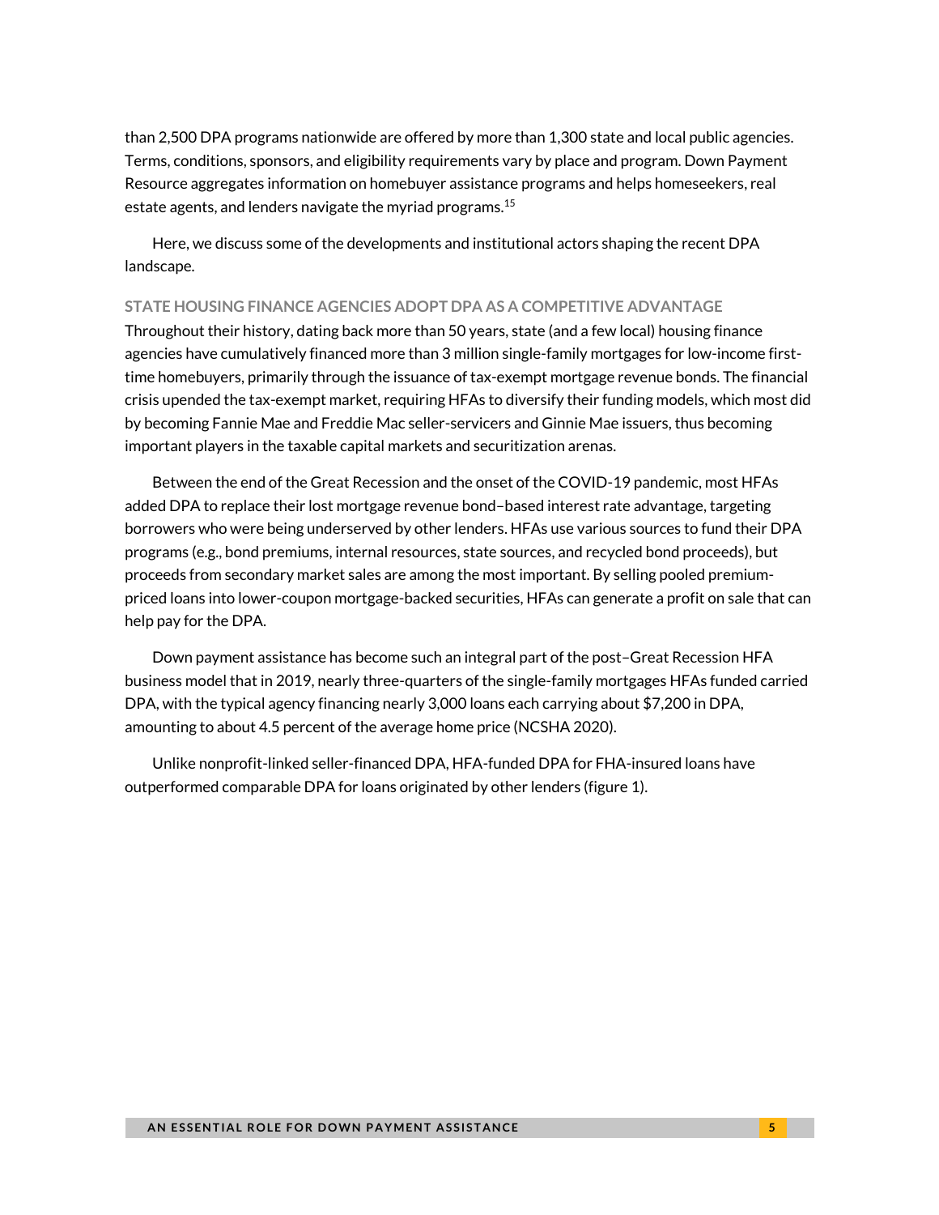than 2,500 DPA programs nationwide are offered by more than 1,300 state and local public agencies. Terms, conditions, sponsors, and eligibility requirements vary by place and program. Down Payment Resource aggregates information on homebuyer assistance programs and helps homeseekers, real estate agents, and lenders navigate the myriad programs.[15]

Here, we discuss some of the developments and institutional actors shaping the recent DPA landscape.

### STATE HOUSING FINANCE AGENCIES ADOPT DPA AS A COMPETITIVE ADVANTAGE

Throughout their history, dating back more than 50 years, state (and a few local) housing finance agencies have cumulatively financed more than 3 million single-family mortgages for low-income first-time homebuyers, primarily through the issuance of tax-exempt mortgage revenue bonds. The financial crisis upended the tax-exempt market, requiring HFAs to diversify their funding models, which most did by becoming Fannie Mae and Freddie Mac seller-servicers and Ginnie Mae issuers, thus becoming important players in the taxable capital markets and securitization arenas.

Between the end of the Great Recession and the onset of the COVID-19 pandemic, most HFAs added DPA to replace their lost mortgage revenue bond–based interest rate advantage, targeting borrowers who were being underserved by other lenders. HFAs use various sources to fund their DPA programs (e.g., bond premiums, internal resources, state sources, and recycled bond proceeds), but proceeds from secondary market sales are among the most important. By selling pooled premium-priced loans into lower-coupon mortgage-backed securities, HFAs can generate a profit on sale that can help pay for the DPA.

Down payment assistance has become such an integral part of the post–Great Recession HFA business model that in 2019, nearly three-quarters of the single-family mortgages HFAs funded carried DPA, with the typical agency financing nearly 3,000 loans each carrying about $7,200 in DPA, amounting to about 4.5 percent of the average home price (NCSHA 2020).

Unlike nonprofit-linked seller-financed DPA, HFA-funded DPA for FHA-insured loans have outperformed comparable DPA for loans originated by other lenders (figure 1).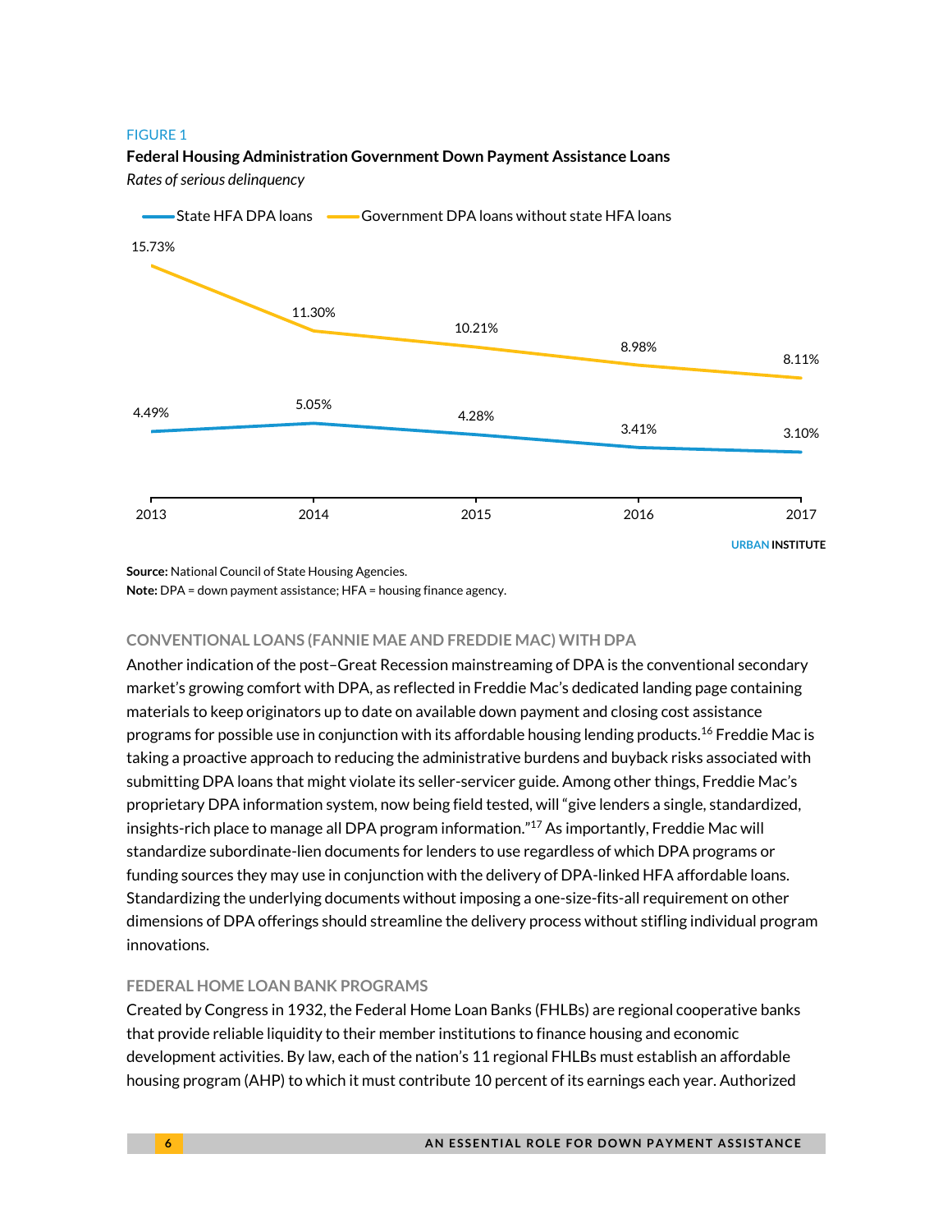FIGURE 1

**Federal Housing Administration Government Down Payment Assistance Loans**

*Rates of serious delinquency*

State HFA DPA loans
Government DPA loans without state HFA loans

15.73%
11.30%
10.21%
8.98%
8.11%

4.49%
5.05%
4.28%
3.41%
3.10%

2013
2014
2015
2016
2017

URBAN INSTITUTE

**Source:** National Council of State Housing Agencies.
**Note:** DPA = down payment assistance; HFA = housing finance agency.

### CONVENTIONAL LOANS (FANNIE MAE AND FREDDIE MAC) WITH DPA

Another indication of the post–Great Recession mainstreaming of DPA is the conventional secondary market's growing comfort with DPA, as reflected in Freddie Mac's dedicated landing page containing materials to keep originators up to date on available down payment and closing cost assistance programs for possible use in conjunction with its affordable housing lending products.[16] Freddie Mac is taking a proactive approach to reducing the administrative burdens and buyback risks associated with submitting DPA loans that might violate its seller-servicer guide. Among other things, Freddie Mac's proprietary DPA information system, now being field tested, will "give lenders a single, standardized, insights-rich place to manage all DPA program information."[17] As importantly, Freddie Mac will standardize subordinate-lien documents for lenders to use regardless of which DPA programs or funding sources they may use in conjunction with the delivery of DPA-linked HFA affordable loans. Standardizing the underlying documents without imposing a one-size-fits-all requirement on other dimensions of DPA offerings should streamline the delivery process without stifling individual program innovations.

### FEDERAL HOME LOAN BANK PROGRAMS

Created by Congress in 1932, the Federal Home Loan Banks (FHLBs) are regional cooperative banks that provide reliable liquidity to their member institutions to finance housing and economic development activities. By law, each of the nation's 11 regional FHLBs must establish an affordable housing program (AHP) to which it must contribute 10 percent of its earnings each year. Authorized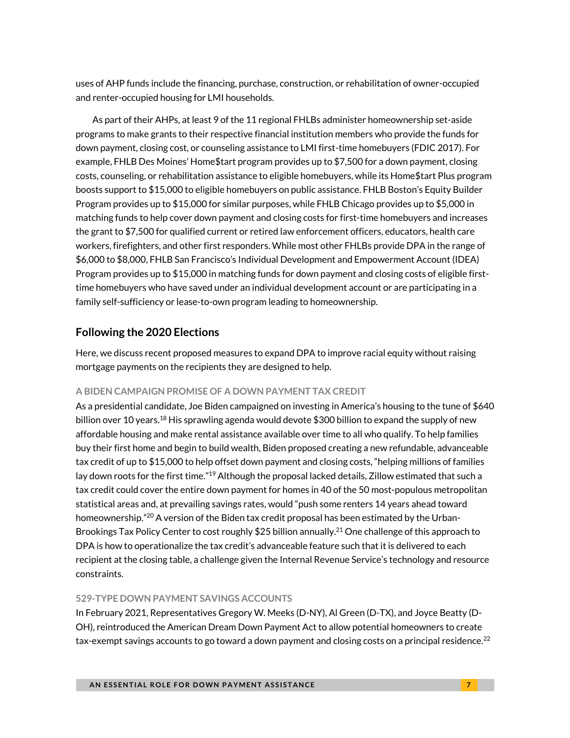uses of AHP funds include the financing, purchase, construction, or rehabilitation of owner-occupied and renter-occupied housing for LMI households.

As part of their AHPs, at least 9 of the 11 regional FHLBs administer homeownership set-aside programs to make grants to their respective financial institution members who provide the funds for down payment, closing cost, or counseling assistance to LMI first-time homebuyers (FDIC 2017). For example, FHLB Des Moines' Home$tart program provides up to $7,500 for a down payment, closing costs, counseling, or rehabilitation assistance to eligible homebuyers, while its Home$tart Plus program boosts support to $15,000 to eligible homebuyers on public assistance. FHLB Boston's Equity Builder Program provides up to $15,000 for similar purposes, while FHLB Chicago provides up to $5,000 in matching funds to help cover down payment and closing costs for first-time homebuyers and increases the grant to $7,500 for qualified current or retired law enforcement officers, educators, health care workers, firefighters, and other first responders. While most other FHLBs provide DPA in the range of $6,000 to $8,000, FHLB San Francisco's Individual Development and Empowerment Account (IDEA) Program provides up to $15,000 in matching funds for down payment and closing costs of eligible first-time homebuyers who have saved under an individual development account or are participating in a family self-sufficiency or lease-to-own program leading to homeownership.

## Following the 2020 Elections

Here, we discuss recent proposed measures to expand DPA to improve racial equity without raising mortgage payments on the recipients they are designed to help.

### A BIDEN CAMPAIGN PROMISE OF A DOWN PAYMENT TAX CREDIT

As a presidential candidate, Joe Biden campaigned on investing in America's housing to the tune of $640 billion over 10 years.[18] His sprawling agenda would devote $300 billion to expand the supply of new affordable housing and make rental assistance available over time to all who qualify. To help families buy their first home and begin to build wealth, Biden proposed creating a new refundable, advanceable tax credit of up to $15,000 to help offset down payment and closing costs, "helping millions of families lay down roots for the first time."[19] Although the proposal lacked details, Zillow estimated that such a tax credit could cover the entire down payment for homes in 40 of the 50 most-populous metropolitan statistical areas and, at prevailing savings rates, would "push some renters 14 years ahead toward homeownership."[20] A version of the Biden tax credit proposal has been estimated by the Urban-Brookings Tax Policy Center to cost roughly $25 billion annually.[21] One challenge of this approach to DPA is how to operationalize the tax credit's advanceable feature such that it is delivered to each recipient at the closing table, a challenge given the Internal Revenue Service's technology and resource constraints.

### 529-TYPE DOWN PAYMENT SAVINGS ACCOUNTS

In February 2021, Representatives Gregory W. Meeks (D-NY), Al Green (D-TX), and Joyce Beatty (D-OH), reintroduced the American Dream Down Payment Act to allow potential homeowners to create tax-exempt savings accounts to go toward a down payment and closing costs on a principal residence.[22]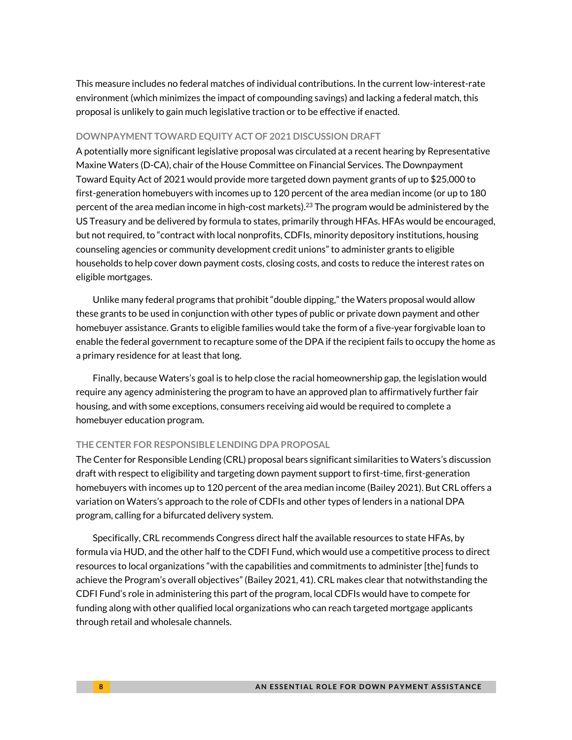This measure includes no federal matches of individual contributions. In the current low-interest-rate environment (which minimizes the impact of compounding savings) and lacking a federal match, this proposal is unlikely to gain much legislative traction or to be effective if enacted.

### DOWNPAYMENT TOWARD EQUITY ACT OF 2021 DISCUSSION DRAFT

A potentially more significant legislative proposal was circulated at a recent hearing by Representative Maxine Waters (D-CA), chair of the House Committee on Financial Services. The Downpayment Toward Equity Act of 2021 would provide more targeted down payment grants of up to $25,000 to first-generation homebuyers with incomes up to 120 percent of the area median income (or up to 180 percent of the area median income in high-cost markets).[23] The program would be administered by the US Treasury and be delivered by formula to states, primarily through HFAs. HFAs would be encouraged, but not required, to "contract with local nonprofits, CDFIs, minority depository institutions, housing counseling agencies or community development credit unions" to administer grants to eligible households to help cover down payment costs, closing costs, and costs to reduce the interest rates on eligible mortgages.

Unlike many federal programs that prohibit "double dipping," the Waters proposal would allow these grants to be used in conjunction with other types of public or private down payment and other homebuyer assistance. Grants to eligible families would take the form of a five-year forgivable loan to enable the federal government to recapture some of the DPA if the recipient fails to occupy the home as a primary residence for at least that long.

Finally, because Waters's goal is to help close the racial homeownership gap, the legislation would require any agency administering the program to have an approved plan to affirmatively further fair housing, and with some exceptions, consumers receiving aid would be required to complete a homebuyer education program.

### THE CENTER FOR RESPONSIBLE LENDING DPA PROPOSAL

The Center for Responsible Lending (CRL) proposal bears significant similarities to Waters's discussion draft with respect to eligibility and targeting down payment support to first-time, first-generation homebuyers with incomes up to 120 percent of the area median income (Bailey 2021). But CRL offers a variation on Waters's approach to the role of CDFIs and other types of lenders in a national DPA program, calling for a bifurcated delivery system.

Specifically, CRL recommends Congress direct half the available resources to state HFAs, by formula via HUD, and the other half to the CDFI Fund, which would use a competitive process to direct resources to local organizations "with the capabilities and commitments to administer [the] funds to achieve the Program's overall objectives" (Bailey 2021, 41). CRL makes clear that notwithstanding the CDFI Fund's role in administering this part of the program, local CDFIs would have to compete for funding along with other qualified local organizations who can reach targeted mortgage applicants through retail and wholesale channels.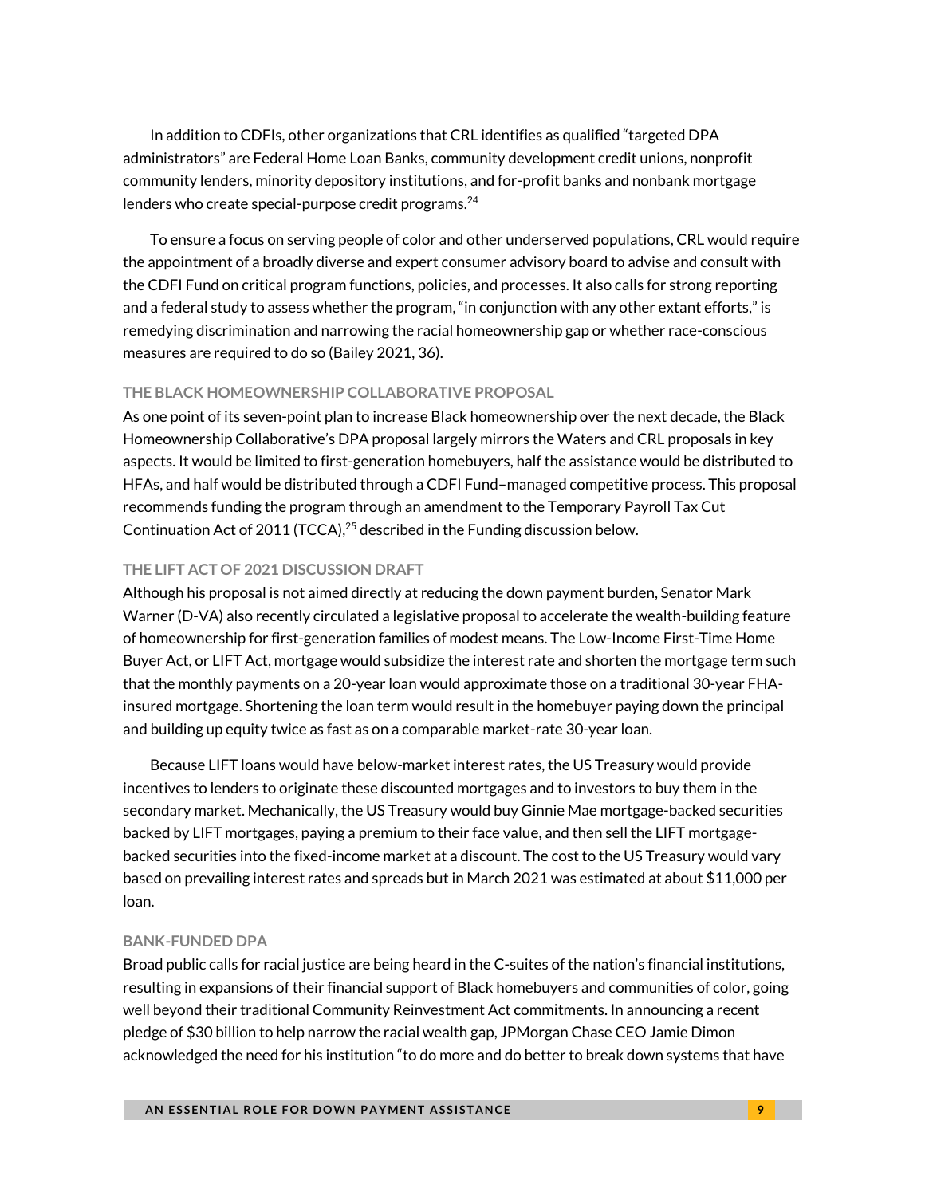In addition to CDFIs, other organizations that CRL identifies as qualified "targeted DPA administrators" are Federal Home Loan Banks, community development credit unions, nonprofit community lenders, minority depository institutions, and for-profit banks and nonbank mortgage lenders who create special-purpose credit programs.[24]

To ensure a focus on serving people of color and other underserved populations, CRL would require the appointment of a broadly diverse and expert consumer advisory board to advise and consult with the CDFI Fund on critical program functions, policies, and processes. It also calls for strong reporting and a federal study to assess whether the program, "in conjunction with any other extant efforts," is remedying discrimination and narrowing the racial homeownership gap or whether race-conscious measures are required to do so (Bailey 2021, 36).

### THE BLACK HOMEOWNERSHIP COLLABORATIVE PROPOSAL

As one point of its seven-point plan to increase Black homeownership over the next decade, the Black Homeownership Collaborative's DPA proposal largely mirrors the Waters and CRL proposals in key aspects. It would be limited to first-generation homebuyers, half the assistance would be distributed to HFAs, and half would be distributed through a CDFI Fund–managed competitive process. This proposal recommends funding the program through an amendment to the Temporary Payroll Tax Cut Continuation Act of 2011 (TCCA),[25] described in the Funding discussion below.

### THE LIFT ACT OF 2021 DISCUSSION DRAFT

Although his proposal is not aimed directly at reducing the down payment burden, Senator Mark Warner (D-VA) also recently circulated a legislative proposal to accelerate the wealth-building feature of homeownership for first-generation families of modest means. The Low-Income First-Time Home Buyer Act, or LIFT Act, mortgage would subsidize the interest rate and shorten the mortgage term such that the monthly payments on a 20-year loan would approximate those on a traditional 30-year FHA-insured mortgage. Shortening the loan term would result in the homebuyer paying down the principal and building up equity twice as fast as on a comparable market-rate 30-year loan.

Because LIFT loans would have below-market interest rates, the US Treasury would provide incentives to lenders to originate these discounted mortgages and to investors to buy them in the secondary market. Mechanically, the US Treasury would buy Ginnie Mae mortgage-backed securities backed by LIFT mortgages, paying a premium to their face value, and then sell the LIFT mortgage-backed securities into the fixed-income market at a discount. The cost to the US Treasury would vary based on prevailing interest rates and spreads but in March 2021 was estimated at about $11,000 per loan.

### BANK-FUNDED DPA

Broad public calls for racial justice are being heard in the C-suites of the nation's financial institutions, resulting in expansions of their financial support of Black homebuyers and communities of color, going well beyond their traditional Community Reinvestment Act commitments. In announcing a recent pledge of $30 billion to help narrow the racial wealth gap, JPMorgan Chase CEO Jamie Dimon acknowledged the need for his institution "to do more and do better to break down systems that have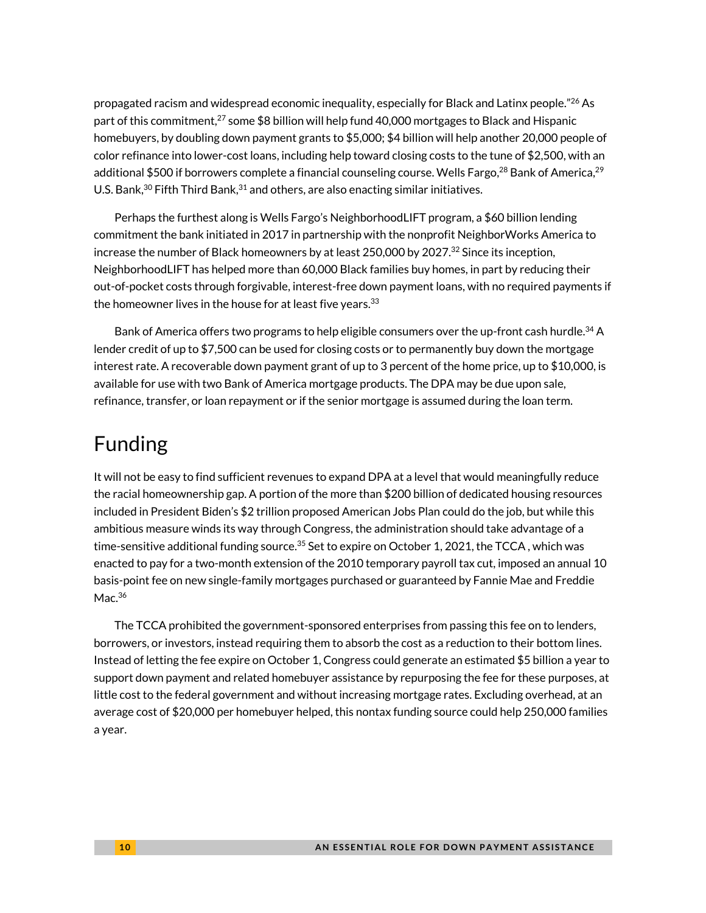propagated racism and widespread economic inequality, especially for Black and Latinx people."[26] As part of this commitment,[27] some $8 billion will help fund 40,000 mortgages to Black and Hispanic homebuyers, by doubling down payment grants to $5,000; $4 billion will help another 20,000 people of color refinance into lower-cost loans, including help toward closing costs to the tune of $2,500, with an additional $500 if borrowers complete a financial counseling course. Wells Fargo,[28] Bank of America,[29] U.S. Bank,[30] Fifth Third Bank,[31] and others, are also enacting similar initiatives.

Perhaps the furthest along is Wells Fargo's NeighborhoodLIFT program, a $60 billion lending commitment the bank initiated in 2017 in partnership with the nonprofit NeighborWorks America to increase the number of Black homeowners by at least 250,000 by 2027.[32] Since its inception, NeighborhoodLIFT has helped more than 60,000 Black families buy homes, in part by reducing their out-of-pocket costs through forgivable, interest-free down payment loans, with no required payments if the homeowner lives in the house for at least five years.[33]

Bank of America offers two programs to help eligible consumers over the up-front cash hurdle.[34] A lender credit of up to $7,500 can be used for closing costs or to permanently buy down the mortgage interest rate. A recoverable down payment grant of up to 3 percent of the home price, up to $10,000, is available for use with two Bank of America mortgage products. The DPA may be due upon sale, refinance, transfer, or loan repayment or if the senior mortgage is assumed during the loan term.

## Funding

It will not be easy to find sufficient revenues to expand DPA at a level that would meaningfully reduce the racial homeownership gap. A portion of the more than $200 billion of dedicated housing resources included in President Biden's $2 trillion proposed American Jobs Plan could do the job, but while this ambitious measure winds its way through Congress, the administration should take advantage of a time-sensitive additional funding source.[35] Set to expire on October 1, 2021, the TCCA , which was enacted to pay for a two-month extension of the 2010 temporary payroll tax cut, imposed an annual 10 basis-point fee on new single-family mortgages purchased or guaranteed by Fannie Mae and Freddie Mac.[36]

The TCCA prohibited the government-sponsored enterprises from passing this fee on to lenders, borrowers, or investors, instead requiring them to absorb the cost as a reduction to their bottom lines. Instead of letting the fee expire on October 1, Congress could generate an estimated $5 billion a year to support down payment and related homebuyer assistance by repurposing the fee for these purposes, at little cost to the federal government and without increasing mortgage rates. Excluding overhead, at an average cost of $20,000 per homebuyer helped, this nontax funding source could help 250,000 families a year.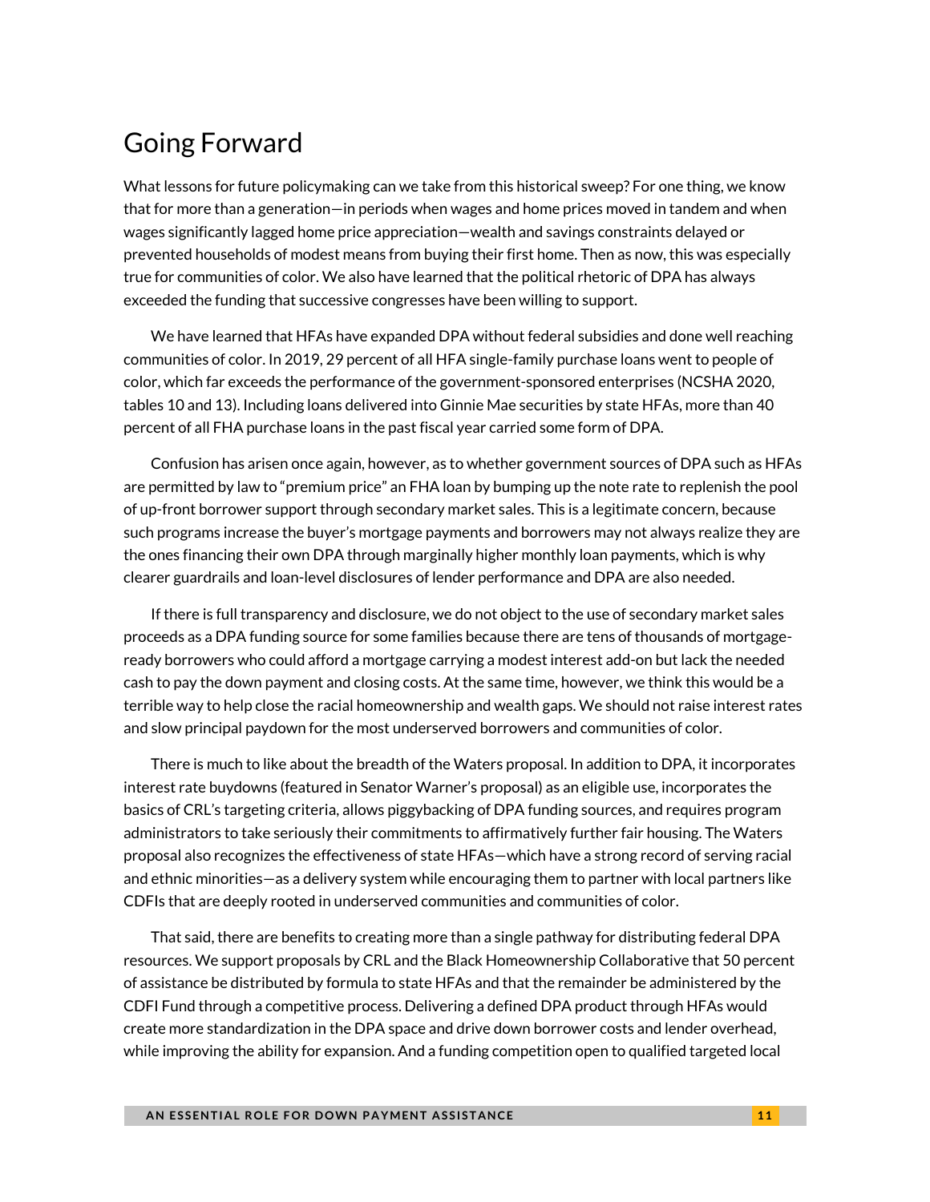## Going Forward

What lessons for future policymaking can we take from this historical sweep? For one thing, we know that for more than a generation—in periods when wages and home prices moved in tandem and when wages significantly lagged home price appreciation—wealth and savings constraints delayed or prevented households of modest means from buying their first home. Then as now, this was especially true for communities of color. We also have learned that the political rhetoric of DPA has always exceeded the funding that successive congresses have been willing to support.

We have learned that HFAs have expanded DPA without federal subsidies and done well reaching communities of color. In 2019, 29 percent of all HFA single-family purchase loans went to people of color, which far exceeds the performance of the government-sponsored enterprises (NCSHA 2020, tables 10 and 13). Including loans delivered into Ginnie Mae securities by state HFAs, more than 40 percent of all FHA purchase loans in the past fiscal year carried some form of DPA.

Confusion has arisen once again, however, as to whether government sources of DPA such as HFAs are permitted by law to "premium price" an FHA loan by bumping up the note rate to replenish the pool of up-front borrower support through secondary market sales. This is a legitimate concern, because such programs increase the buyer's mortgage payments and borrowers may not always realize they are the ones financing their own DPA through marginally higher monthly loan payments, which is why clearer guardrails and loan-level disclosures of lender performance and DPA are also needed.

If there is full transparency and disclosure, we do not object to the use of secondary market sales proceeds as a DPA funding source for some families because there are tens of thousands of mortgage-ready borrowers who could afford a mortgage carrying a modest interest add-on but lack the needed cash to pay the down payment and closing costs. At the same time, however, we think this would be a terrible way to help close the racial homeownership and wealth gaps. We should not raise interest rates and slow principal paydown for the most underserved borrowers and communities of color.

There is much to like about the breadth of the Waters proposal. In addition to DPA, it incorporates interest rate buydowns (featured in Senator Warner's proposal) as an eligible use, incorporates the basics of CRL's targeting criteria, allows piggybacking of DPA funding sources, and requires program administrators to take seriously their commitments to affirmatively further fair housing. The Waters proposal also recognizes the effectiveness of state HFAs—which have a strong record of serving racial and ethnic minorities—as a delivery system while encouraging them to partner with local partners like CDFIs that are deeply rooted in underserved communities and communities of color.

That said, there are benefits to creating more than a single pathway for distributing federal DPA resources. We support proposals by CRL and the Black Homeownership Collaborative that 50 percent of assistance be distributed by formula to state HFAs and that the remainder be administered by the CDFI Fund through a competitive process. Delivering a defined DPA product through HFAs would create more standardization in the DPA space and drive down borrower costs and lender overhead, while improving the ability for expansion. And a funding competition open to qualified targeted local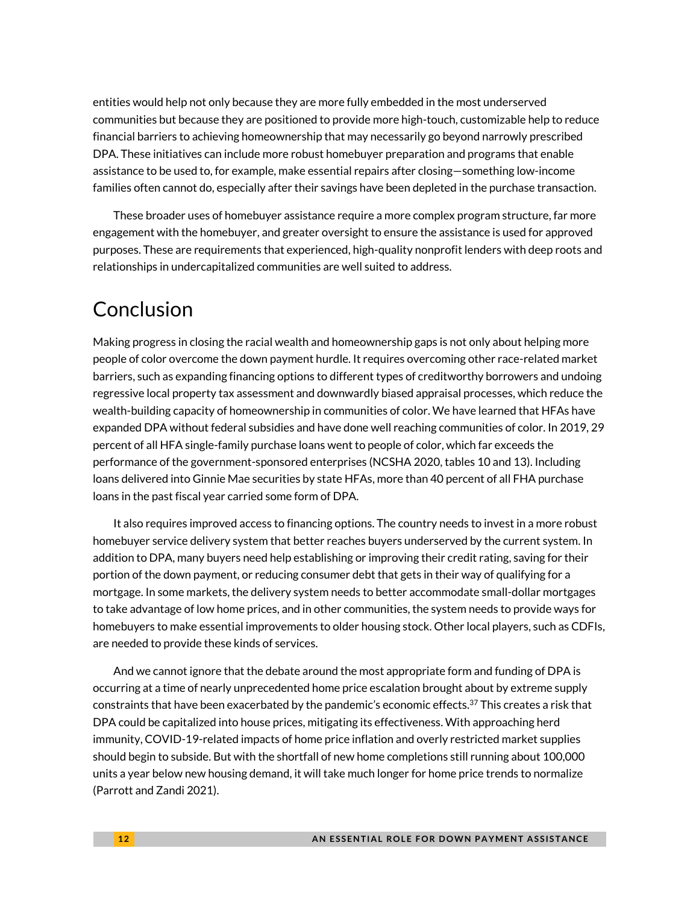entities would help not only because they are more fully embedded in the most underserved communities but because they are positioned to provide more high-touch, customizable help to reduce financial barriers to achieving homeownership that may necessarily go beyond narrowly prescribed DPA. These initiatives can include more robust homebuyer preparation and programs that enable assistance to be used to, for example, make essential repairs after closing—something low-income families often cannot do, especially after their savings have been depleted in the purchase transaction.

These broader uses of homebuyer assistance require a more complex program structure, far more engagement with the homebuyer, and greater oversight to ensure the assistance is used for approved purposes. These are requirements that experienced, high-quality nonprofit lenders with deep roots and relationships in undercapitalized communities are well suited to address.

# Conclusion

Making progress in closing the racial wealth and homeownership gaps is not only about helping more people of color overcome the down payment hurdle. It requires overcoming other race-related market barriers, such as expanding financing options to different types of creditworthy borrowers and undoing regressive local property tax assessment and downwardly biased appraisal processes, which reduce the wealth-building capacity of homeownership in communities of color. We have learned that HFAs have expanded DPA without federal subsidies and have done well reaching communities of color. In 2019, 29 percent of all HFA single-family purchase loans went to people of color, which far exceeds the performance of the government-sponsored enterprises (NCSHA 2020, tables 10 and 13). Including loans delivered into Ginnie Mae securities by state HFAs, more than 40 percent of all FHA purchase loans in the past fiscal year carried some form of DPA.

It also requires improved access to financing options. The country needs to invest in a more robust homebuyer service delivery system that better reaches buyers underserved by the current system. In addition to DPA, many buyers need help establishing or improving their credit rating, saving for their portion of the down payment, or reducing consumer debt that gets in their way of qualifying for a mortgage. In some markets, the delivery system needs to better accommodate small-dollar mortgages to take advantage of low home prices, and in other communities, the system needs to provide ways for homebuyers to make essential improvements to older housing stock. Other local players, such as CDFIs, are needed to provide these kinds of services.

And we cannot ignore that the debate around the most appropriate form and funding of DPA is occurring at a time of nearly unprecedented home price escalation brought about by extreme supply constraints that have been exacerbated by the pandemic's economic effects.[37] This creates a risk that DPA could be capitalized into house prices, mitigating its effectiveness. With approaching herd immunity, COVID-19-related impacts of home price inflation and overly restricted market supplies should begin to subside. But with the shortfall of new home completions still running about 100,000 units a year below new housing demand, it will take much longer for home price trends to normalize (Parrott and Zandi 2021).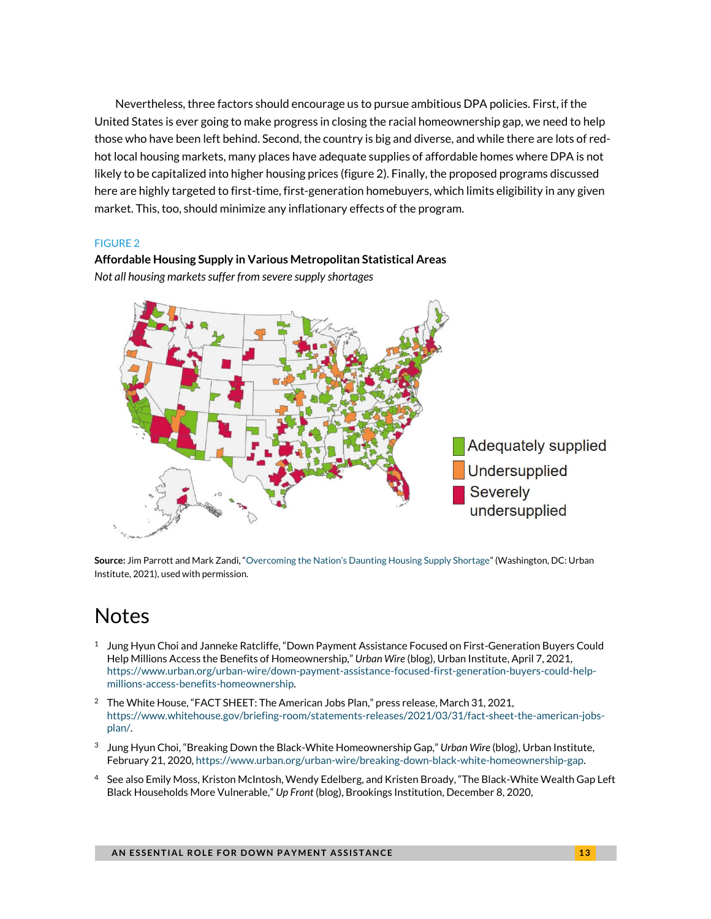Nevertheless, three factors should encourage us to pursue ambitious DPA policies. First, if the United States is ever going to make progress in closing the racial homeownership gap, we need to help those who have been left behind. Second, the country is big and diverse, and while there are lots of red-hot local housing markets, many places have adequate supplies of affordable homes where DPA is not likely to be capitalized into higher housing prices (figure 2). Finally, the proposed programs discussed here are highly targeted to first-time, first-generation homebuyers, which limits eligibility in any given market. This, too, should minimize any inflationary effects of the program.

FIGURE 2

**Affordable Housing Supply in Various Metropolitan Statistical Areas**

*Not all housing markets suffer from severe supply shortages*

Adequately supplied
Undersupplied
Severely undersupplied

**Source:** Jim Parrott and Mark Zandi, "Overcoming the Nation's Daunting Housing Supply Shortage" (Washington, DC: Urban Institute, 2021), used with permission.

# Notes

1. Jung Hyun Choi and Janneke Ratcliffe, "Down Payment Assistance Focused on First-Generation Buyers Could Help Millions Access the Benefits of Homeownership," *Urban Wire* (blog), Urban Institute, April 7, 2021, https://www.urban.org/urban-wire/down-payment-assistance-focused-first-generation-buyers-could-help-millions-access-benefits-homeownership.
2. The White House, "FACT SHEET: The American Jobs Plan," press release, March 31, 2021, https://www.whitehouse.gov/briefing-room/statements-releases/2021/03/31/fact-sheet-the-american-jobs-plan/.
3. Jung Hyun Choi, "Breaking Down the Black-White Homeownership Gap," *Urban Wire* (blog), Urban Institute, February 21, 2020, https://www.urban.org/urban-wire/breaking-down-black-white-homeownership-gap.
4. See also Emily Moss, Kriston McIntosh, Wendy Edelberg, and Kristen Broady, "The Black-White Wealth Gap Left Black Households More Vulnerable," *Up Front* (blog), Brookings Institution, December 8, 2020,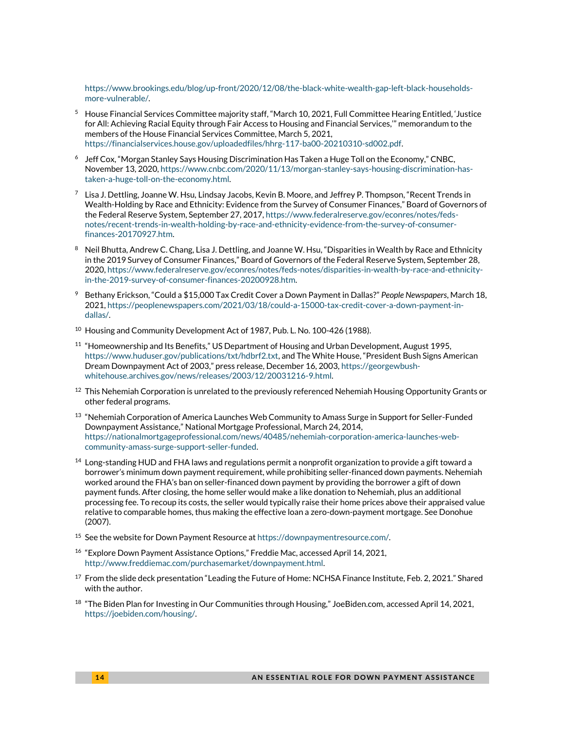https://www.brookings.edu/blog/up-front/2020/12/08/the-black-white-wealth-gap-left-black-households-more-vulnerable/.

5 House Financial Services Committee majority staff, "March 10, 2021, Full Committee Hearing Entitled, 'Justice for All: Achieving Racial Equity through Fair Access to Housing and Financial Services,'" memorandum to the members of the House Financial Services Committee, March 5, 2021, https://financialservices.house.gov/uploadedfiles/hhrg-117-ba00-20210310-sd002.pdf.

6 Jeff Cox, "Morgan Stanley Says Housing Discrimination Has Taken a Huge Toll on the Economy," CNBC, November 13, 2020, https://www.cnbc.com/2020/11/13/morgan-stanley-says-housing-discrimination-has-taken-a-huge-toll-on-the-economy.html.

7 Lisa J. Dettling, Joanne W. Hsu, Lindsay Jacobs, Kevin B. Moore, and Jeffrey P. Thompson, "Recent Trends in Wealth-Holding by Race and Ethnicity: Evidence from the Survey of Consumer Finances," Board of Governors of the Federal Reserve System, September 27, 2017, https://www.federalreserve.gov/econres/notes/feds-notes/recent-trends-in-wealth-holding-by-race-and-ethnicity-evidence-from-the-survey-of-consumer-finances-20170927.htm.

8 Neil Bhutta, Andrew C. Chang, Lisa J. Dettling, and Joanne W. Hsu, "Disparities in Wealth by Race and Ethnicity in the 2019 Survey of Consumer Finances," Board of Governors of the Federal Reserve System, September 28, 2020, https://www.federalreserve.gov/econres/notes/feds-notes/disparities-in-wealth-by-race-and-ethnicity-in-the-2019-survey-of-consumer-finances-20200928.htm.

9 Bethany Erickson, "Could a $15,000 Tax Credit Cover a Down Payment in Dallas?" *People Newspapers*, March 18, 2021, https://peoplenewspapers.com/2021/03/18/could-a-15000-tax-credit-cover-a-down-payment-in-dallas/.

10 Housing and Community Development Act of 1987, Pub. L. No. 100-426 (1988).

11 "Homeownership and Its Benefits," US Department of Housing and Urban Development, August 1995, https://www.huduser.gov/publications/txt/hdbrf2.txt, and The White House, "President Bush Signs American Dream Downpayment Act of 2003," press release, December 16, 2003, https://georgewbush-whitehouse.archives.gov/news/releases/2003/12/20031216-9.html.

12 This Nehemiah Corporation is unrelated to the previously referenced Nehemiah Housing Opportunity Grants or other federal programs.

13 "Nehemiah Corporation of America Launches Web Community to Amass Surge in Support for Seller-Funded Downpayment Assistance," National Mortgage Professional, March 24, 2014, https://nationalmortgageprofessional.com/news/40485/nehemiah-corporation-america-launches-web-community-amass-surge-support-seller-funded.

14 Long-standing HUD and FHA laws and regulations permit a nonprofit organization to provide a gift toward a borrower's minimum down payment requirement, while prohibiting seller-financed down payments. Nehemiah worked around the FHA's ban on seller-financed down payment by providing the borrower a gift of down payment funds. After closing, the home seller would make a like donation to Nehemiah, plus an additional processing fee. To recoup its costs, the seller would typically raise their home prices above their appraised value relative to comparable homes, thus making the effective loan a zero-down-payment mortgage. See Donohue (2007).

15 See the website for Down Payment Resource at https://downpaymentresource.com/.

16 "Explore Down Payment Assistance Options," Freddie Mac, accessed April 14, 2021, http://www.freddiemac.com/purchasemarket/downpayment.html.

17 From the slide deck presentation "Leading the Future of Home: NCHSA Finance Institute, Feb. 2, 2021." Shared with the author.

18 "The Biden Plan for Investing in Our Communities through Housing," JoeBiden.com, accessed April 14, 2021, https://joebiden.com/housing/.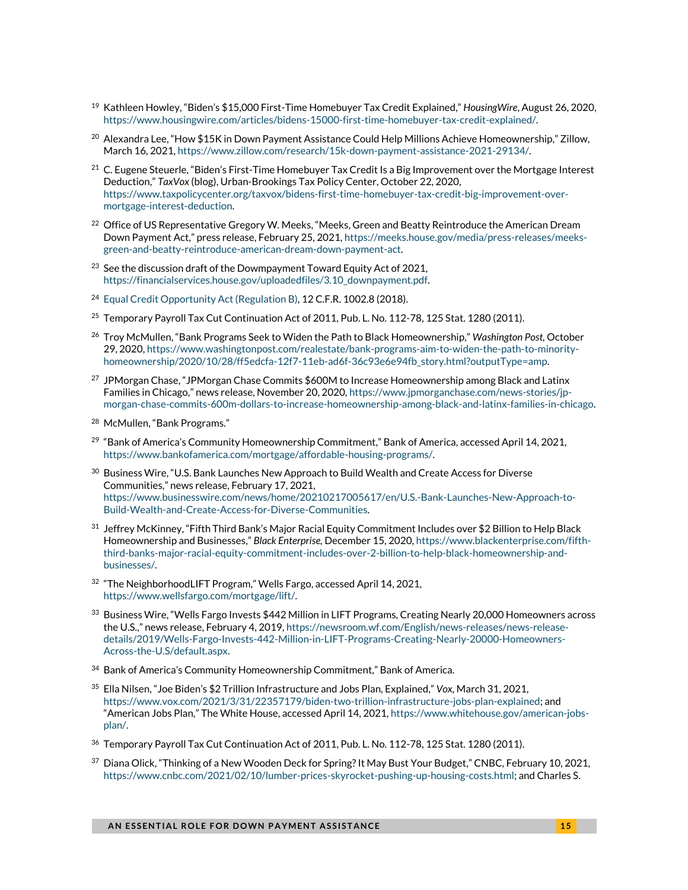[19] Kathleen Howley, "Biden's $15,000 First-Time Homebuyer Tax Credit Explained," *HousingWire*, August 26, 2020, https://www.housingwire.com/articles/bidens-15000-first-time-homebuyer-tax-credit-explained/.

[20] Alexandra Lee, "How $15K in Down Payment Assistance Could Help Millions Achieve Homeownership," Zillow, March 16, 2021, https://www.zillow.com/research/15k-down-payment-assistance-2021-29134/.

[21] C. Eugene Steuerle, "Biden's First-Time Homebuyer Tax Credit Is a Big Improvement over the Mortgage Interest Deduction," *TaxVox* (blog), Urban-Brookings Tax Policy Center, October 22, 2020, https://www.taxpolicycenter.org/taxvox/bidens-first-time-homebuyer-tax-credit-big-improvement-over-mortgage-interest-deduction.

[22] Office of US Representative Gregory W. Meeks, "Meeks, Green and Beatty Reintroduce the American Dream Down Payment Act," press release, February 25, 2021, https://meeks.house.gov/media/press-releases/meeks-green-and-beatty-reintroduce-american-dream-down-payment-act.

[23] See the discussion draft of the Dowmpayment Toward Equity Act of 2021, https://financialservices.house.gov/uploadedfiles/3.10_downpayment.pdf.

[24] Equal Credit Opportunity Act (Regulation B), 12 C.F.R. 1002.8 (2018).

[25] Temporary Payroll Tax Cut Continuation Act of 2011, Pub. L. No. 112-78, 125 Stat. 1280 (2011).

[26] Troy McMullen, "Bank Programs Seek to Widen the Path to Black Homeownership," *Washington Post*, October 29, 2020, https://www.washingtonpost.com/realestate/bank-programs-aim-to-widen-the-path-to-minority-homeownership/2020/10/28/ff5edcfa-12f7-11eb-ad6f-36c93e6e94fb_story.html?outputType=amp.

[27] JPMorgan Chase, "JPMorgan Chase Commits $600M to Increase Homeownership among Black and Latinx Families in Chicago," news release, November 20, 2020, https://www.jpmorganchase.com/news-stories/jp-morgan-chase-commits-600m-dollars-to-increase-homeownership-among-black-and-latinx-families-in-chicago.

[28] McMullen, "Bank Programs."

[29] "Bank of America's Community Homeownership Commitment," Bank of America, accessed April 14, 2021, https://www.bankofamerica.com/mortgage/affordable-housing-programs/.

[30] Business Wire, "U.S. Bank Launches New Approach to Build Wealth and Create Access for Diverse Communities," news release, February 17, 2021, https://www.businesswire.com/news/home/20210217005617/en/U.S.-Bank-Launches-New-Approach-to-Build-Wealth-and-Create-Access-for-Diverse-Communities.

[31] Jeffrey McKinney, "Fifth Third Bank's Major Racial Equity Commitment Includes over $2 Billion to Help Black Homeownership and Businesses," *Black Enterprise*, December 15, 2020, https://www.blackenterprise.com/fifth-third-banks-major-racial-equity-commitment-includes-over-2-billion-to-help-black-homeownership-and-businesses/.

[32] "The NeighborhoodLIFT Program," Wells Fargo, accessed April 14, 2021, https://www.wellsfargo.com/mortgage/lift/.

[33] Business Wire, "Wells Fargo Invests $442 Million in LIFT Programs, Creating Nearly 20,000 Homeowners across the U.S.," news release, February 4, 2019, https://newsroom.wf.com/English/news-releases/news-release-details/2019/Wells-Fargo-Invests-442-Million-in-LIFT-Programs-Creating-Nearly-20000-Homeowners-Across-the-U.S/default.aspx.

[34] Bank of America's Community Homeownership Commitment," Bank of America.

[35] Ella Nilsen, "Joe Biden's $2 Trillion Infrastructure and Jobs Plan, Explained," *Vox*, March 31, 2021, https://www.vox.com/2021/3/31/22357179/biden-two-trillion-infrastructure-jobs-plan-explained; and "American Jobs Plan," The White House, accessed April 14, 2021, https://www.whitehouse.gov/american-jobs-plan/.

[36] Temporary Payroll Tax Cut Continuation Act of 2011, Pub. L. No. 112-78, 125 Stat. 1280 (2011).

[37] Diana Olick, "Thinking of a New Wooden Deck for Spring? It May Bust Your Budget," CNBC, February 10, 2021, https://www.cnbc.com/2021/02/10/lumber-prices-skyrocket-pushing-up-housing-costs.html; and Charles S.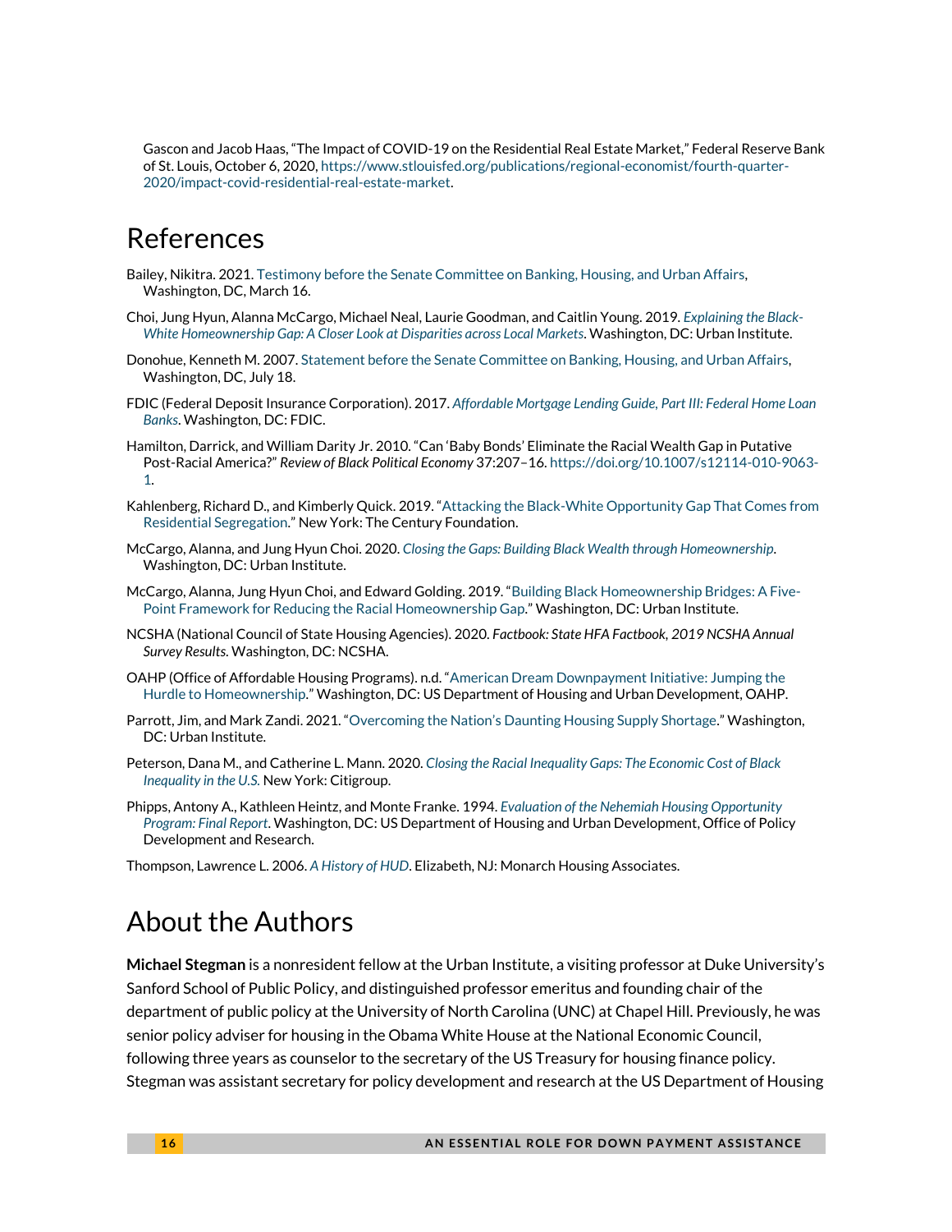Gascon and Jacob Haas, "The Impact of COVID-19 on the Residential Real Estate Market," Federal Reserve Bank of St. Louis, October 6, 2020, https://www.stlouisfed.org/publications/regional-economist/fourth-quarter-2020/impact-covid-residential-real-estate-market.

## References

Bailey, Nikitra. 2021. Testimony before the Senate Committee on Banking, Housing, and Urban Affairs, Washington, DC, March 16.

Choi, Jung Hyun, Alanna McCargo, Michael Neal, Laurie Goodman, and Caitlin Young. 2019. *Explaining the Black-White Homeownership Gap: A Closer Look at Disparities across Local Markets*. Washington, DC: Urban Institute.

Donohue, Kenneth M. 2007. Statement before the Senate Committee on Banking, Housing, and Urban Affairs, Washington, DC, July 18.

FDIC (Federal Deposit Insurance Corporation). 2017. *Affordable Mortgage Lending Guide, Part III: Federal Home Loan Banks*. Washington, DC: FDIC.

Hamilton, Darrick, and William Darity Jr. 2010. "Can 'Baby Bonds' Eliminate the Racial Wealth Gap in Putative Post-Racial America?" *Review of Black Political Economy* 37:207–16. https://doi.org/10.1007/s12114-010-9063-1.

Kahlenberg, Richard D., and Kimberly Quick. 2019. "Attacking the Black-White Opportunity Gap That Comes from Residential Segregation." New York: The Century Foundation.

McCargo, Alanna, and Jung Hyun Choi. 2020. *Closing the Gaps: Building Black Wealth through Homeownership*. Washington, DC: Urban Institute.

McCargo, Alanna, Jung Hyun Choi, and Edward Golding. 2019. "Building Black Homeownership Bridges: A Five-Point Framework for Reducing the Racial Homeownership Gap." Washington, DC: Urban Institute.

NCSHA (National Council of State Housing Agencies). 2020. *Factbook: State HFA Factbook, 2019 NCSHA Annual Survey Results*. Washington, DC: NCSHA.

OAHP (Office of Affordable Housing Programs). n.d. "American Dream Downpayment Initiative: Jumping the Hurdle to Homeownership." Washington, DC: US Department of Housing and Urban Development, OAHP.

Parrott, Jim, and Mark Zandi. 2021. "Overcoming the Nation's Daunting Housing Supply Shortage." Washington, DC: Urban Institute.

Peterson, Dana M., and Catherine L. Mann. 2020. *Closing the Racial Inequality Gaps: The Economic Cost of Black Inequality in the U.S.* New York: Citigroup.

Phipps, Antony A., Kathleen Heintz, and Monte Franke. 1994. *Evaluation of the Nehemiah Housing Opportunity Program: Final Report*. Washington, DC: US Department of Housing and Urban Development, Office of Policy Development and Research.

Thompson, Lawrence L. 2006. *A History of HUD*. Elizabeth, NJ: Monarch Housing Associates.

## About the Authors

**Michael Stegman** is a nonresident fellow at the Urban Institute, a visiting professor at Duke University's Sanford School of Public Policy, and distinguished professor emeritus and founding chair of the department of public policy at the University of North Carolina (UNC) at Chapel Hill. Previously, he was senior policy adviser for housing in the Obama White House at the National Economic Council, following three years as counselor to the secretary of the US Treasury for housing finance policy. Stegman was assistant secretary for policy development and research at the US Department of Housing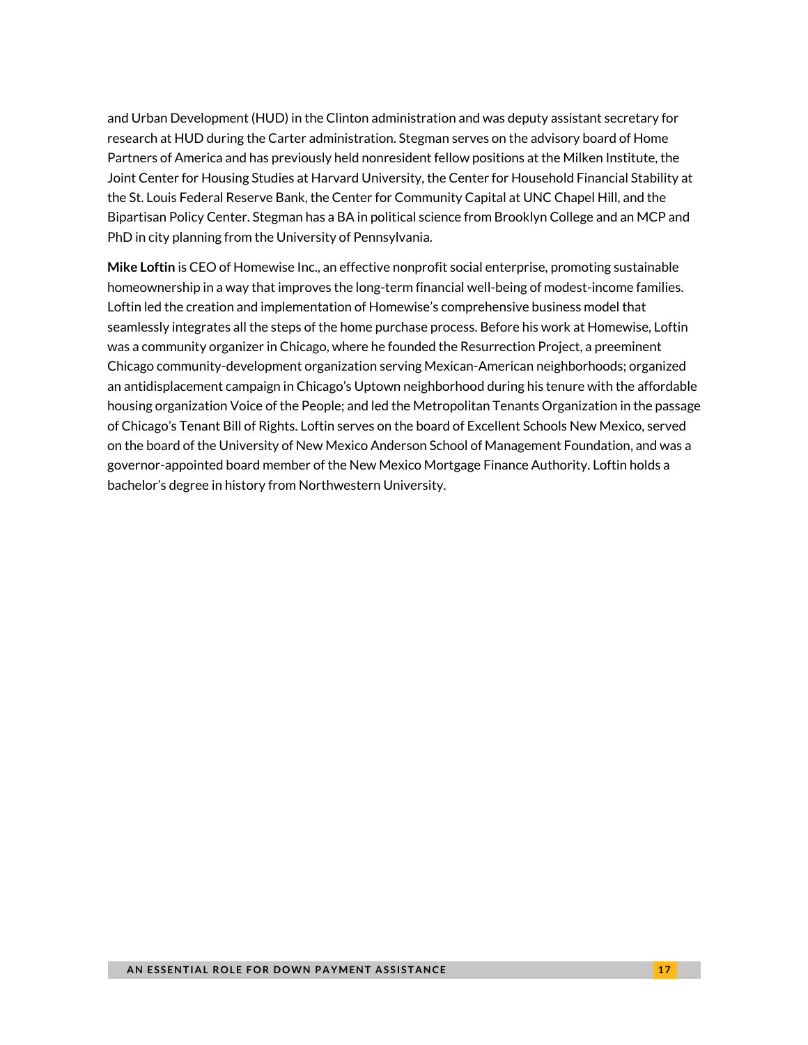and Urban Development (HUD) in the Clinton administration and was deputy assistant secretary for research at HUD during the Carter administration. Stegman serves on the advisory board of Home Partners of America and has previously held nonresident fellow positions at the Milken Institute, the Joint Center for Housing Studies at Harvard University, the Center for Household Financial Stability at the St. Louis Federal Reserve Bank, the Center for Community Capital at UNC Chapel Hill, and the Bipartisan Policy Center. Stegman has a BA in political science from Brooklyn College and an MCP and PhD in city planning from the University of Pennsylvania.

**Mike Loftin** is CEO of Homewise Inc., an effective nonprofit social enterprise, promoting sustainable homeownership in a way that improves the long-term financial well-being of modest-income families. Loftin led the creation and implementation of Homewise's comprehensive business model that seamlessly integrates all the steps of the home purchase process. Before his work at Homewise, Loftin was a community organizer in Chicago, where he founded the Resurrection Project, a preeminent Chicago community-development organization serving Mexican-American neighborhoods; organized an antidisplacement campaign in Chicago's Uptown neighborhood during his tenure with the affordable housing organization Voice of the People; and led the Metropolitan Tenants Organization in the passage of Chicago's Tenant Bill of Rights. Loftin serves on the board of Excellent Schools New Mexico, served on the board of the University of New Mexico Anderson School of Management Foundation, and was a governor-appointed board member of the New Mexico Mortgage Finance Authority. Loftin holds a bachelor's degree in history from Northwestern University.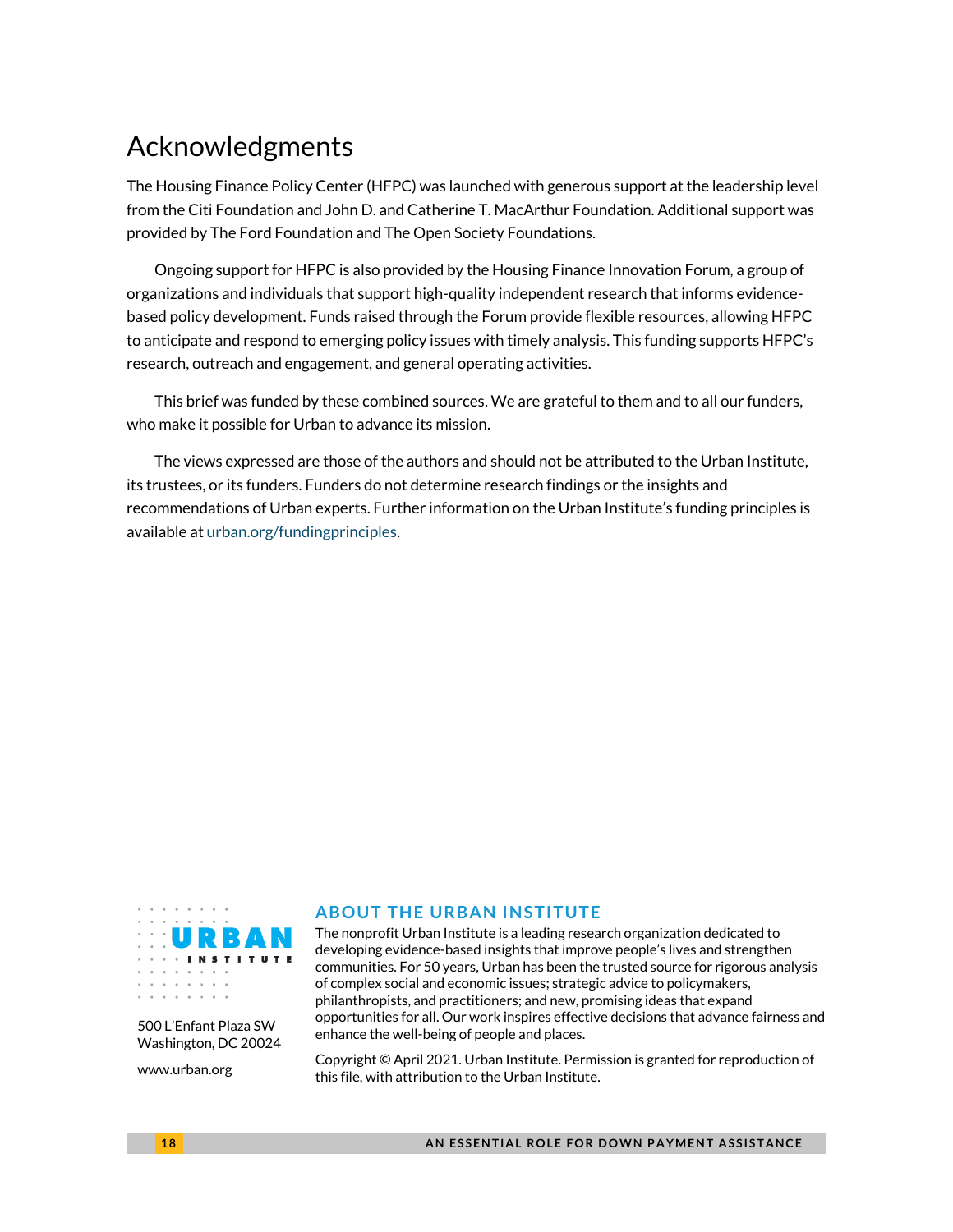# Acknowledgments

The Housing Finance Policy Center (HFPC) was launched with generous support at the leadership level from the Citi Foundation and John D. and Catherine T. MacArthur Foundation. Additional support was provided by The Ford Foundation and The Open Society Foundations.

Ongoing support for HFPC is also provided by the Housing Finance Innovation Forum, a group of organizations and individuals that support high-quality independent research that informs evidence-based policy development. Funds raised through the Forum provide flexible resources, allowing HFPC to anticipate and respond to emerging policy issues with timely analysis. This funding supports HFPC's research, outreach and engagement, and general operating activities.

This brief was funded by these combined sources. We are grateful to them and to all our funders, who make it possible for Urban to advance its mission.

The views expressed are those of the authors and should not be attributed to the Urban Institute, its trustees, or its funders. Funders do not determine research findings or the insights and recommendations of Urban experts. Further information on the Urban Institute's funding principles is available at urban.org/fundingprinciples.

URBAN INSTITUTE

500 L'Enfant Plaza SW
Washington, DC 20024

www.urban.org

## ABOUT THE URBAN INSTITUTE

The nonprofit Urban Institute is a leading research organization dedicated to developing evidence-based insights that improve people's lives and strengthen communities. For 50 years, Urban has been the trusted source for rigorous analysis of complex social and economic issues; strategic advice to policymakers, philanthropists, and practitioners; and new, promising ideas that expand opportunities for all. Our work inspires effective decisions that advance fairness and enhance the well-being of people and places.

Copyright © April 2021. Urban Institute. Permission is granted for reproduction of this file, with attribution to the Urban Institute.